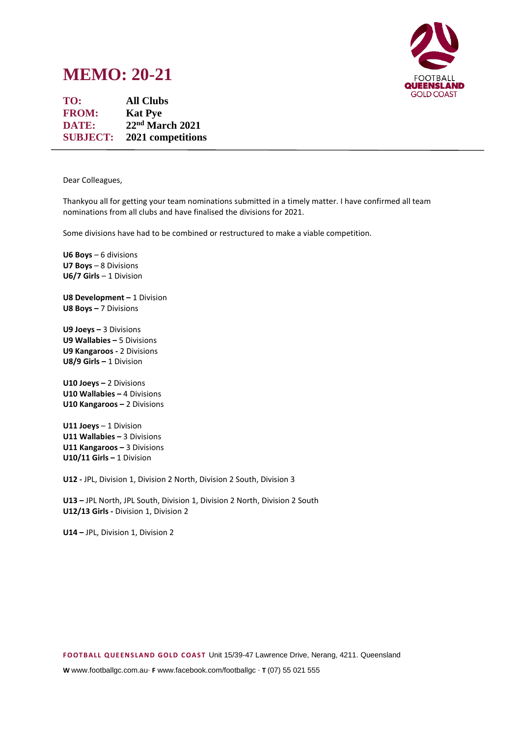# MEMO: 20-21

**TO:** All Clubs
**FROM:** Kat Pye
**DATE:** 22nd March 2021
**SUBJECT:** 2021 competitions

---

Dear Colleagues,

Thankyou all for getting your team nominations submitted in a timely matter. I have confirmed all team nominations from all clubs and have finalised the divisions for 2021.

Some divisions have had to be combined or restructured to make a viable competition.

**U6 Boys** – 6 divisions
**U7 Boys** – 8 Divisions
**U6/7 Girls** – 1 Division

**U8 Development –** 1 Division
**U8 Boys –** 7 Divisions

**U9 Joeys –** 3 Divisions
**U9 Wallabies –** 5 Divisions
**U9 Kangaroos -** 2 Divisions
**U8/9 Girls –** 1 Division

**U10 Joeys –** 2 Divisions
**U10 Wallabies –** 4 Divisions
**U10 Kangaroos –** 2 Divisions

**U11 Joeys** – 1 Division
**U11 Wallabies –** 3 Divisions
**U11 Kangaroos –** 3 Divisions
**U10/11 Girls –** 1 Division

**U12 -** JPL, Division 1, Division 2 North, Division 2 South, Division 3

**U13 –** JPL North, JPL South, Division 1, Division 2 North, Division 2 South
**U12/13 Girls -** Division 1, Division 2

**U14 –** JPL, Division 1, Division 2

**FOOTBALL QUEENSLAND GOLD COAST** Unit 15/39-47 Lawrence Drive, Nerang, 4211. Queensland

**W** www.footballgc.com.au· **F** www.facebook.com/footballgc · **T** (07) 55 021 555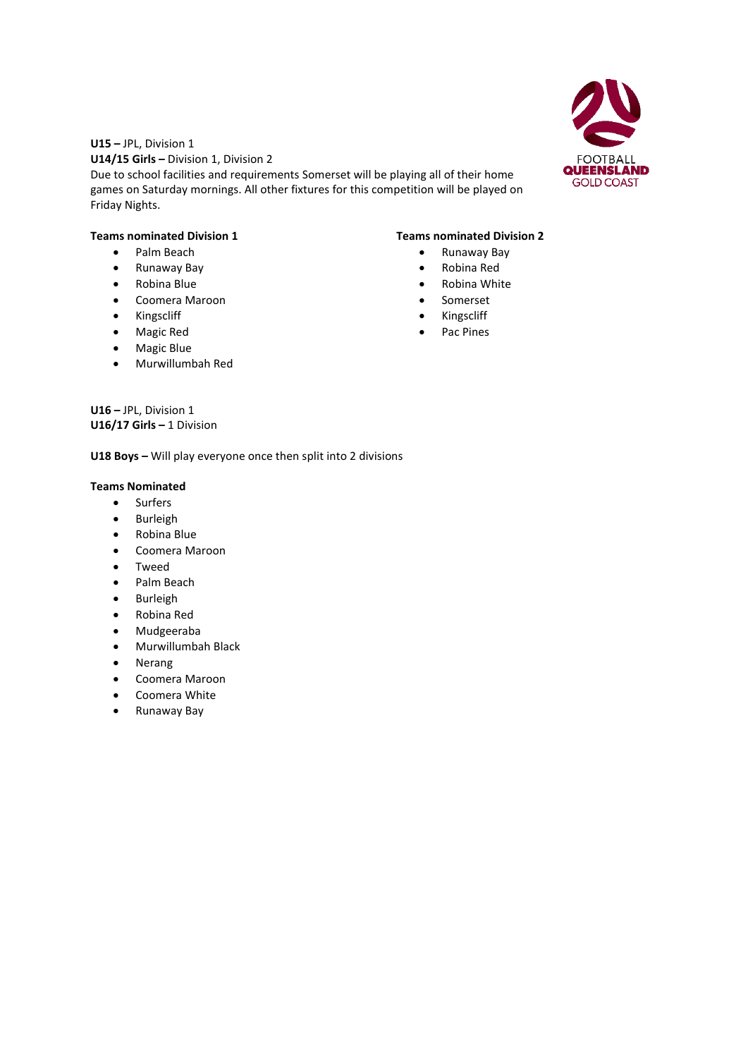**U15 –** JPL, Division 1
**U14/15 Girls –** Division 1, Division 2
Due to school facilities and requirements Somerset will be playing all of their home games on Saturday mornings. All other fixtures for this competition will be played on Friday Nights.

**Teams nominated Division 1**

- Palm Beach
- Runaway Bay
- Robina Blue
- Coomera Maroon
- Kingscliff
- Magic Red
- Magic Blue
- Murwillumbah Red

**Teams nominated Division 2**

- Runaway Bay
- Robina Red
- Robina White
- Somerset
- Kingscliff
- Pac Pines

**U16 –** JPL, Division 1
**U16/17 Girls –** 1 Division

**U18 Boys –** Will play everyone once then split into 2 divisions

**Teams Nominated**

- Surfers
- Burleigh
- Robina Blue
- Coomera Maroon
- Tweed
- Palm Beach
- Burleigh
- Robina Red
- Mudgeeraba
- Murwillumbah Black
- Nerang
- Coomera Maroon
- Coomera White
- Runaway Bay